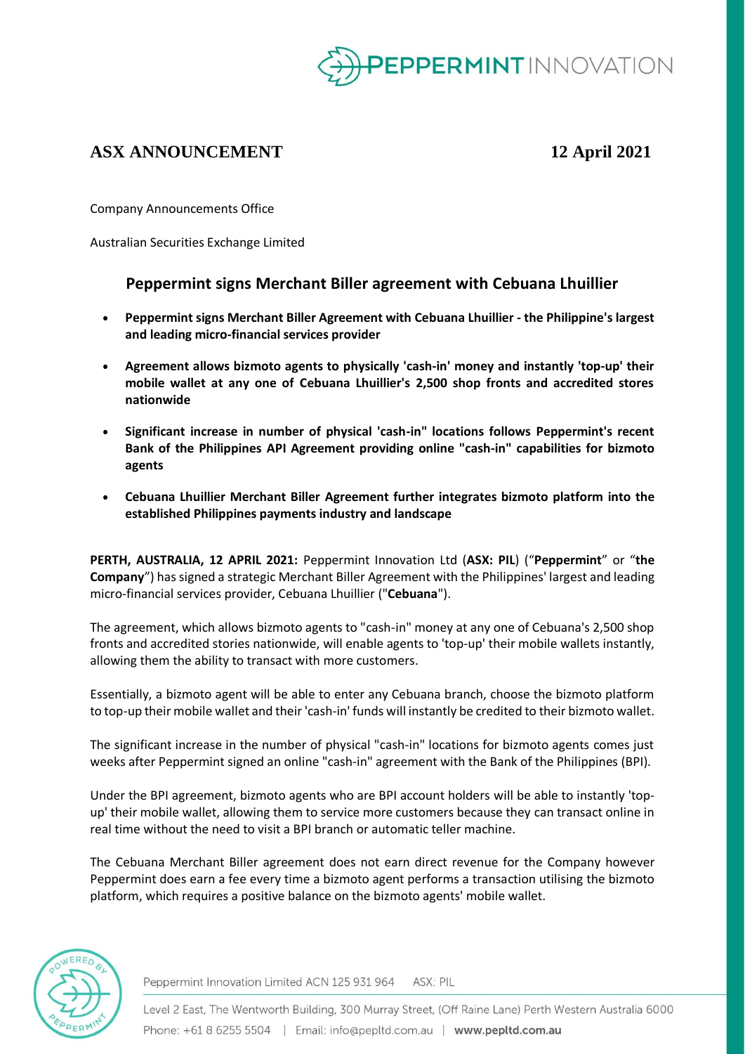# ASX ANNOUNCEMENT

**12 April 2021**

Company Announcements Office

Australian Securities Exchange Limited

## Peppermint signs Merchant Biller agreement with Cebuana Lhuillier

- **Peppermint signs Merchant Biller Agreement with Cebuana Lhuillier - the Philippine's largest and leading micro-financial services provider**
- **Agreement allows bizmoto agents to physically 'cash-in' money and instantly 'top-up' their mobile wallet at any one of Cebuana Lhuillier's 2,500 shop fronts and accredited stores nationwide**
- **Significant increase in number of physical 'cash-in' locations follows Peppermint's recent Bank of the Philippines API Agreement providing online "cash-in" capabilities for bizmoto agents**
- **Cebuana Lhuillier Merchant Biller Agreement further integrates bizmoto platform into the established Philippines payments industry and landscape**

**PERTH, AUSTRALIA, 12 APRIL 2021:** Peppermint Innovation Ltd (**ASX: PIL**) ("**Peppermint**" or "**the Company**") has signed a strategic Merchant Biller Agreement with the Philippines' largest and leading micro-financial services provider, Cebuana Lhuillier ("**Cebuana**").

The agreement, which allows bizmoto agents to "cash-in" money at any one of Cebuana's 2,500 shop fronts and accredited stories nationwide, will enable agents to 'top-up' their mobile wallets instantly, allowing them the ability to transact with more customers.

Essentially, a bizmoto agent will be able to enter any Cebuana branch, choose the bizmoto platform to top-up their mobile wallet and their 'cash-in' funds will instantly be credited to their bizmoto wallet.

The significant increase in the number of physical "cash-in" locations for bizmoto agents comes just weeks after Peppermint signed an online "cash-in" agreement with the Bank of the Philippines (BPI).

Under the BPI agreement, bizmoto agents who are BPI account holders will be able to instantly 'top-up' their mobile wallet, allowing them to service more customers because they can transact online in real time without the need to visit a BPI branch or automatic teller machine.

The Cebuana Merchant Biller agreement does not earn direct revenue for the Company however Peppermint does earn a fee every time a bizmoto agent performs a transaction utilising the bizmoto platform, which requires a positive balance on the bizmoto agents' mobile wallet.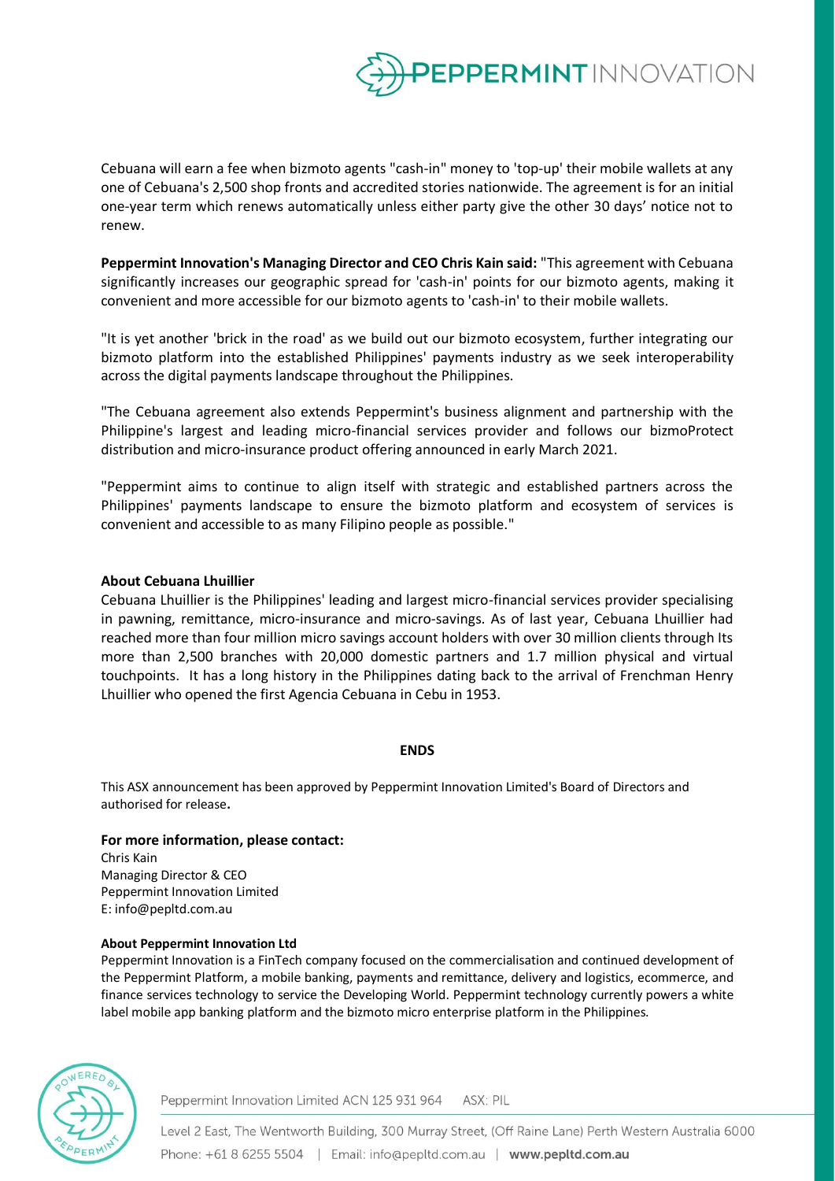Cebuana will earn a fee when bizmoto agents "cash-in" money to 'top-up' their mobile wallets at any one of Cebuana's 2,500 shop fronts and accredited stories nationwide. The agreement is for an initial one-year term which renews automatically unless either party give the other 30 days' notice not to renew.

**Peppermint Innovation's Managing Director and CEO Chris Kain said:** "This agreement with Cebuana significantly increases our geographic spread for 'cash-in' points for our bizmoto agents, making it convenient and more accessible for our bizmoto agents to 'cash-in' to their mobile wallets.

"It is yet another 'brick in the road' as we build out our bizmoto ecosystem, further integrating our bizmoto platform into the established Philippines' payments industry as we seek interoperability across the digital payments landscape throughout the Philippines.

"The Cebuana agreement also extends Peppermint's business alignment and partnership with the Philippine's largest and leading micro-financial services provider and follows our bizmoProtect distribution and micro-insurance product offering announced in early March 2021.

"Peppermint aims to continue to align itself with strategic and established partners across the Philippines' payments landscape to ensure the bizmoto platform and ecosystem of services is convenient and accessible to as many Filipino people as possible."

**About Cebuana Lhuillier**

Cebuana Lhuillier is the Philippines' leading and largest micro-financial services provider specialising in pawning, remittance, micro-insurance and micro-savings. As of last year, Cebuana Lhuillier had reached more than four million micro savings account holders with over 30 million clients through Its more than 2,500 branches with 20,000 domestic partners and 1.7 million physical and virtual touchpoints. It has a long history in the Philippines dating back to the arrival of Frenchman Henry Lhuillier who opened the first Agencia Cebuana in Cebu in 1953.

**ENDS**

This ASX announcement has been approved by Peppermint Innovation Limited's Board of Directors and authorised for release.

**For more information, please contact:**

Chris Kain
Managing Director & CEO
Peppermint Innovation Limited
E: info@pepltd.com.au

**About Peppermint Innovation Ltd**

Peppermint Innovation is a FinTech company focused on the commercialisation and continued development of the Peppermint Platform, a mobile banking, payments and remittance, delivery and logistics, ecommerce, and finance services technology to service the Developing World. Peppermint technology currently powers a white label mobile app banking platform and the bizmoto micro enterprise platform in the Philippines.